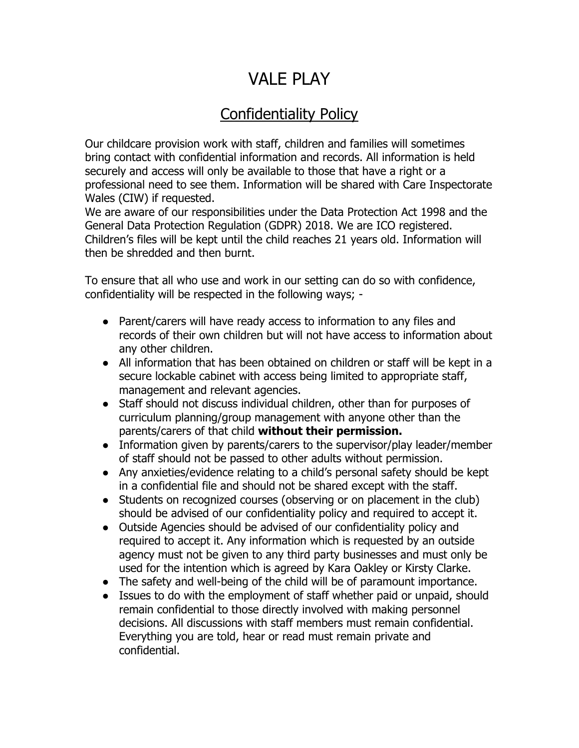# VALE PLAY

## Confidentiality Policy

Our childcare provision work with staff, children and families will sometimes bring contact with confidential information and records. All information is held securely and access will only be available to those that have a right or a professional need to see them. Information will be shared with Care Inspectorate Wales (CIW) if requested.
We are aware of our responsibilities under the Data Protection Act 1998 and the General Data Protection Regulation (GDPR) 2018. We are ICO registered. Children's files will be kept until the child reaches 21 years old. Information will then be shredded and then burnt.

To ensure that all who use and work in our setting can do so with confidence, confidentiality will be respected in the following ways; -

- Parent/carers will have ready access to information to any files and records of their own children but will not have access to information about any other children.
- All information that has been obtained on children or staff will be kept in a secure lockable cabinet with access being limited to appropriate staff, management and relevant agencies.
- Staff should not discuss individual children, other than for purposes of curriculum planning/group management with anyone other than the parents/carers of that child **without their permission.**
- Information given by parents/carers to the supervisor/play leader/member of staff should not be passed to other adults without permission.
- Any anxieties/evidence relating to a child's personal safety should be kept in a confidential file and should not be shared except with the staff.
- Students on recognized courses (observing or on placement in the club) should be advised of our confidentiality policy and required to accept it.
- Outside Agencies should be advised of our confidentiality policy and required to accept it. Any information which is requested by an outside agency must not be given to any third party businesses and must only be used for the intention which is agreed by Kara Oakley or Kirsty Clarke.
- The safety and well-being of the child will be of paramount importance.
- Issues to do with the employment of staff whether paid or unpaid, should remain confidential to those directly involved with making personnel decisions. All discussions with staff members must remain confidential. Everything you are told, hear or read must remain private and confidential.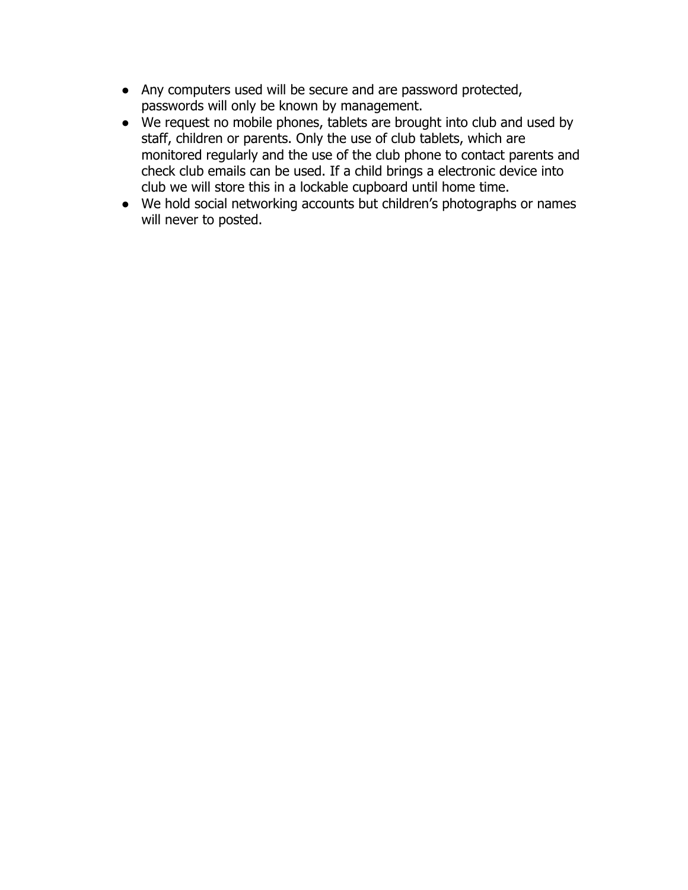- Any computers used will be secure and are password protected, passwords will only be known by management.
- We request no mobile phones, tablets are brought into club and used by staff, children or parents. Only the use of club tablets, which are monitored regularly and the use of the club phone to contact parents and check club emails can be used. If a child brings a electronic device into club we will store this in a lockable cupboard until home time.
- We hold social networking accounts but children's photographs or names will never to posted.